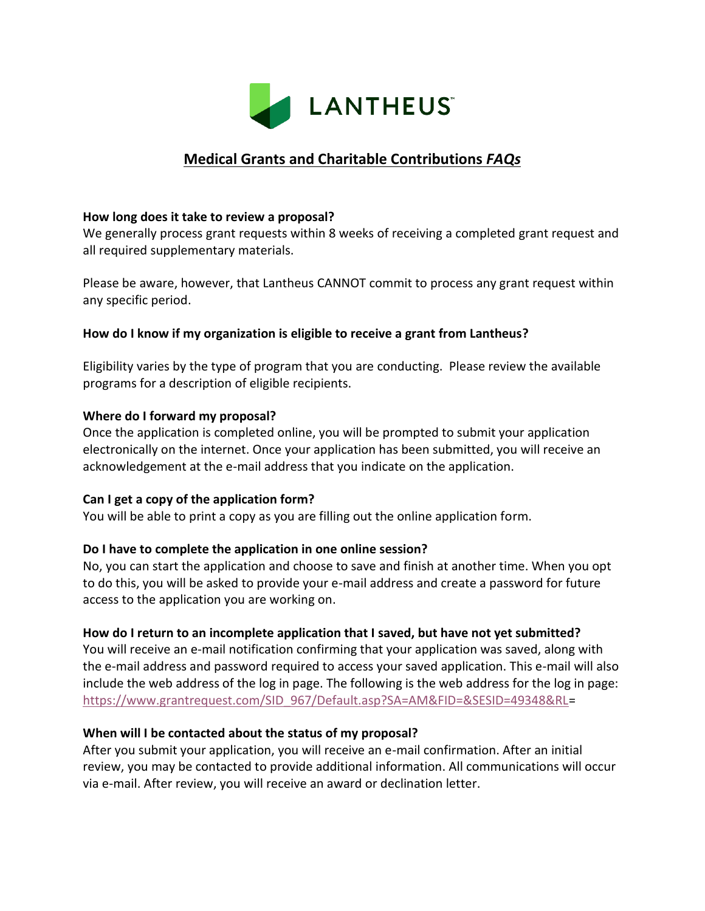LANTHEUS

# Medical Grants and Charitable Contributions *FAQs*

**How long does it take to review a proposal?**
We generally process grant requests within 8 weeks of receiving a completed grant request and all required supplementary materials.

Please be aware, however, that Lantheus CANNOT commit to process any grant request within any specific period.

**How do I know if my organization is eligible to receive a grant from Lantheus?**

Eligibility varies by the type of program that you are conducting. Please review the available programs for a description of eligible recipients.

**Where do I forward my proposal?**
Once the application is completed online, you will be prompted to submit your application electronically on the internet. Once your application has been submitted, you will receive an acknowledgement at the e-mail address that you indicate on the application.

**Can I get a copy of the application form?**
You will be able to print a copy as you are filling out the online application form.

**Do I have to complete the application in one online session?**
No, you can start the application and choose to save and finish at another time. When you opt to do this, you will be asked to provide your e-mail address and create a password for future access to the application you are working on.

**How do I return to an incomplete application that I saved, but have not yet submitted?**
You will receive an e-mail notification confirming that your application was saved, along with the e-mail address and password required to access your saved application. This e-mail will also include the web address of the log in page. The following is the web address for the log in page: https://www.grantrequest.com/SID_967/Default.asp?SA=AM&FID=&SESID=49348&RL=

**When will I be contacted about the status of my proposal?**
After you submit your application, you will receive an e-mail confirmation. After an initial review, you may be contacted to provide additional information. All communications will occur via e-mail. After review, you will receive an award or declination letter.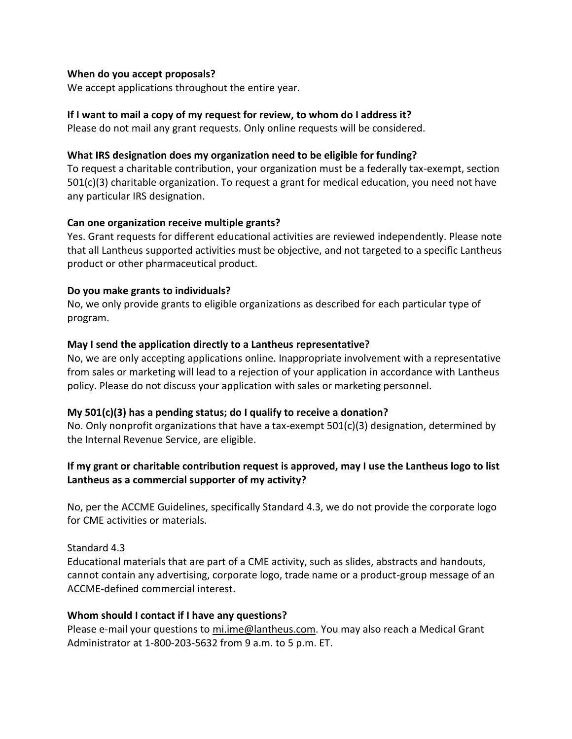**When do you accept proposals?**
We accept applications throughout the entire year.

**If I want to mail a copy of my request for review, to whom do I address it?**
Please do not mail any grant requests. Only online requests will be considered.

**What IRS designation does my organization need to be eligible for funding?**
To request a charitable contribution, your organization must be a federally tax-exempt, section 501(c)(3) charitable organization. To request a grant for medical education, you need not have any particular IRS designation.

**Can one organization receive multiple grants?**
Yes. Grant requests for different educational activities are reviewed independently. Please note that all Lantheus supported activities must be objective, and not targeted to a specific Lantheus product or other pharmaceutical product.

**Do you make grants to individuals?**
No, we only provide grants to eligible organizations as described for each particular type of program.

**May I send the application directly to a Lantheus representative?**
No, we are only accepting applications online. Inappropriate involvement with a representative from sales or marketing will lead to a rejection of your application in accordance with Lantheus policy. Please do not discuss your application with sales or marketing personnel.

**My 501(c)(3) has a pending status; do I qualify to receive a donation?**
No. Only nonprofit organizations that have a tax-exempt 501(c)(3) designation, determined by the Internal Revenue Service, are eligible.

**If my grant or charitable contribution request is approved, may I use the Lantheus logo to list Lantheus as a commercial supporter of my activity?**

No, per the ACCME Guidelines, specifically Standard 4.3, we do not provide the corporate logo for CME activities or materials.

<u>Standard 4.3</u>
Educational materials that are part of a CME activity, such as slides, abstracts and handouts, cannot contain any advertising, corporate logo, trade name or a product-group message of an ACCME-defined commercial interest.

**Whom should I contact if I have any questions?**
Please e-mail your questions to mi.ime@lantheus.com. You may also reach a Medical Grant Administrator at 1-800-203-5632 from 9 a.m. to 5 p.m. ET.